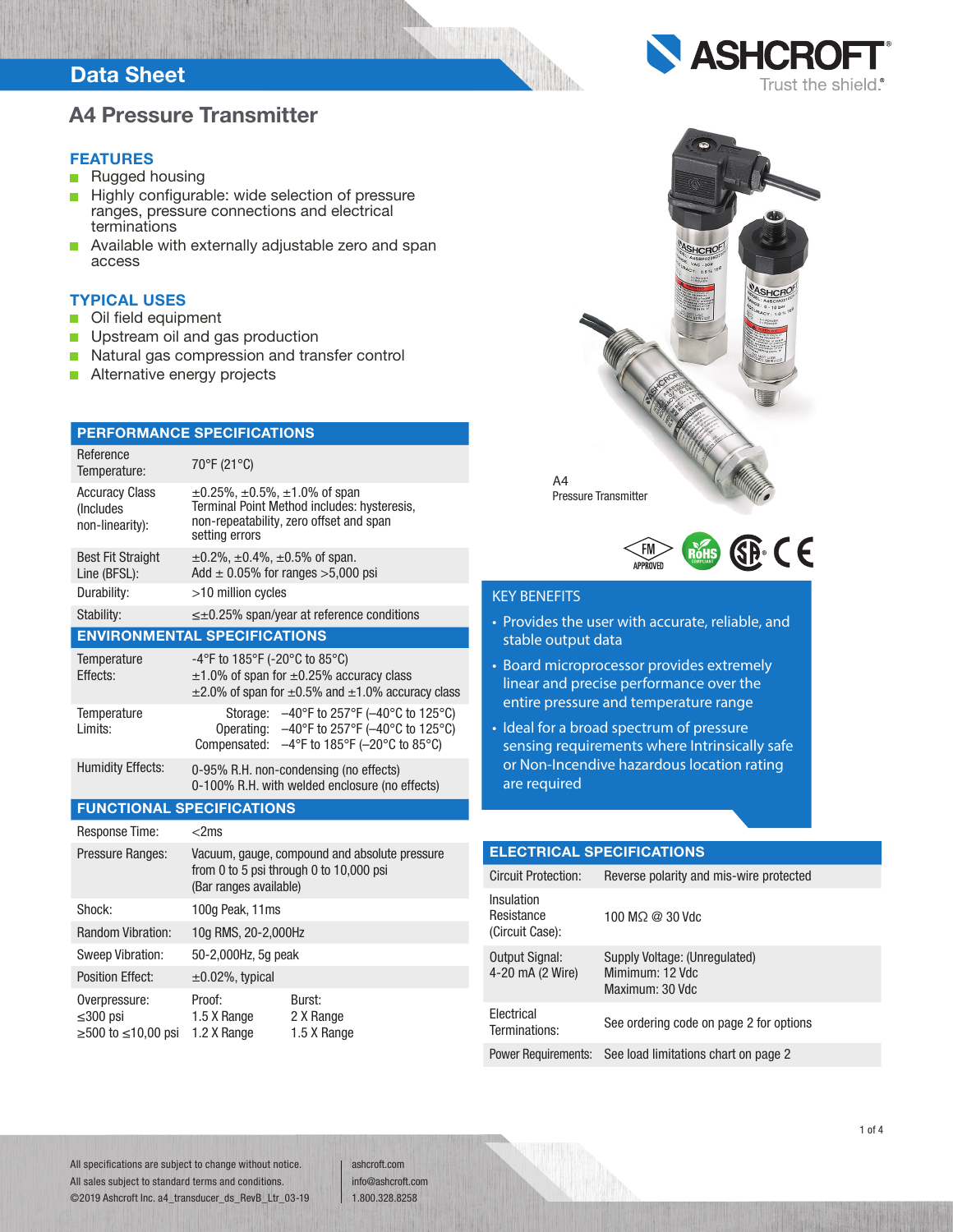# Data Sheet

## A4 Pressure Transmitter

### FEATURES

- Rugged housing
- Highly configurable: wide selection of pressure ranges, pressure connections and electrical terminations
- Available with externally adjustable zero and span access

### TYPICAL USES

- Oil field equipment
- Upstream oil and gas production
- Natural gas compression and transfer control
- Alternative energy projects

A4
Pressure Transmitter

### KEY BENEFITS

- Provides the user with accurate, reliable, and stable output data
- Board microprocessor provides extremely linear and precise performance over the entire pressure and temperature range
- Ideal for a broad spectrum of pressure sensing requirements where Intrinsically safe or Non-Incendive hazardous location rating are required

### PERFORMANCE SPECIFICATIONS

| | |
|---|---|
| Reference Temperature: | 70°F (21°C) |
| Accuracy Class (Includes non-linearity): | ±0.25%, ±0.5%, ±1.0% of span<br>Terminal Point Method includes: hysteresis, non-repeatability, zero offset and span setting errors |
| Best Fit Straight Line (BFSL): | ±0.2%, ±0.4%, ±0.5% of span.<br>Add ± 0.05% for ranges >5,000 psi |
| Durability: | >10 million cycles |
| Stability: | ≤±0.25% span/year at reference conditions |

### ENVIRONMENTAL SPECIFICATIONS

| | |
|---|---|
| Temperature Effects: | -4°F to 185°F (-20°C to 85°C)<br>±1.0% of span for ±0.25% accuracy class<br>±2.0% of span for ±0.5% and ±1.0% accuracy class |
| Temperature Limits: | Storage: –40°F to 257°F (–40°C to 125°C)<br>Operating: –40°F to 257°F (–40°C to 125°C)<br>Compensated: –4°F to 185°F (–20°C to 85°C) |
| Humidity Effects: | 0-95% R.H. non-condensing (no effects)<br>0-100% R.H. with welded enclosure (no effects) |

### FUNCTIONAL SPECIFICATIONS

| | | |
|---|---|---|
| Response Time: | <2ms | |
| Pressure Ranges: | Vacuum, gauge, compound and absolute pressure from 0 to 5 psi through 0 to 10,000 psi<br>(Bar ranges available) | |
| Shock: | 100g Peak, 11ms | |
| Random Vibration: | 10g RMS, 20-2,000Hz | |
| Sweep Vibration: | 50-2,000Hz, 5g peak | |
| Position Effect: | ±0.02%, typical | |
| Overpressure: | Proof: | Burst: |
| ≤300 psi | 1.5 X Range | 2 X Range |
| ≥500 to ≤10,00 psi | 1.2 X Range | 1.5 X Range |

### ELECTRICAL SPECIFICATIONS

| | |
|---|---|
| Circuit Protection: | Reverse polarity and mis-wire protected |
| Insulation Resistance (Circuit Case): | 100 MΩ @ 30 Vdc |
| Output Signal: 4-20 mA (2 Wire) | Supply Voltage: (Unregulated)<br>Mimimum: 12 Vdc<br>Maximum: 30 Vdc |
| Electrical Terminations: | See ordering code on page 2 for options |
| Power Requirements: | See load limitations chart on page 2 |

All specifications are subject to change without notice.
All sales subject to standard terms and conditions.
©2019 Ashcroft Inc. a4_transducer_ds_RevB_Ltr_03-19

ashcroft.com
info@ashcroft.com
1.800.328.8258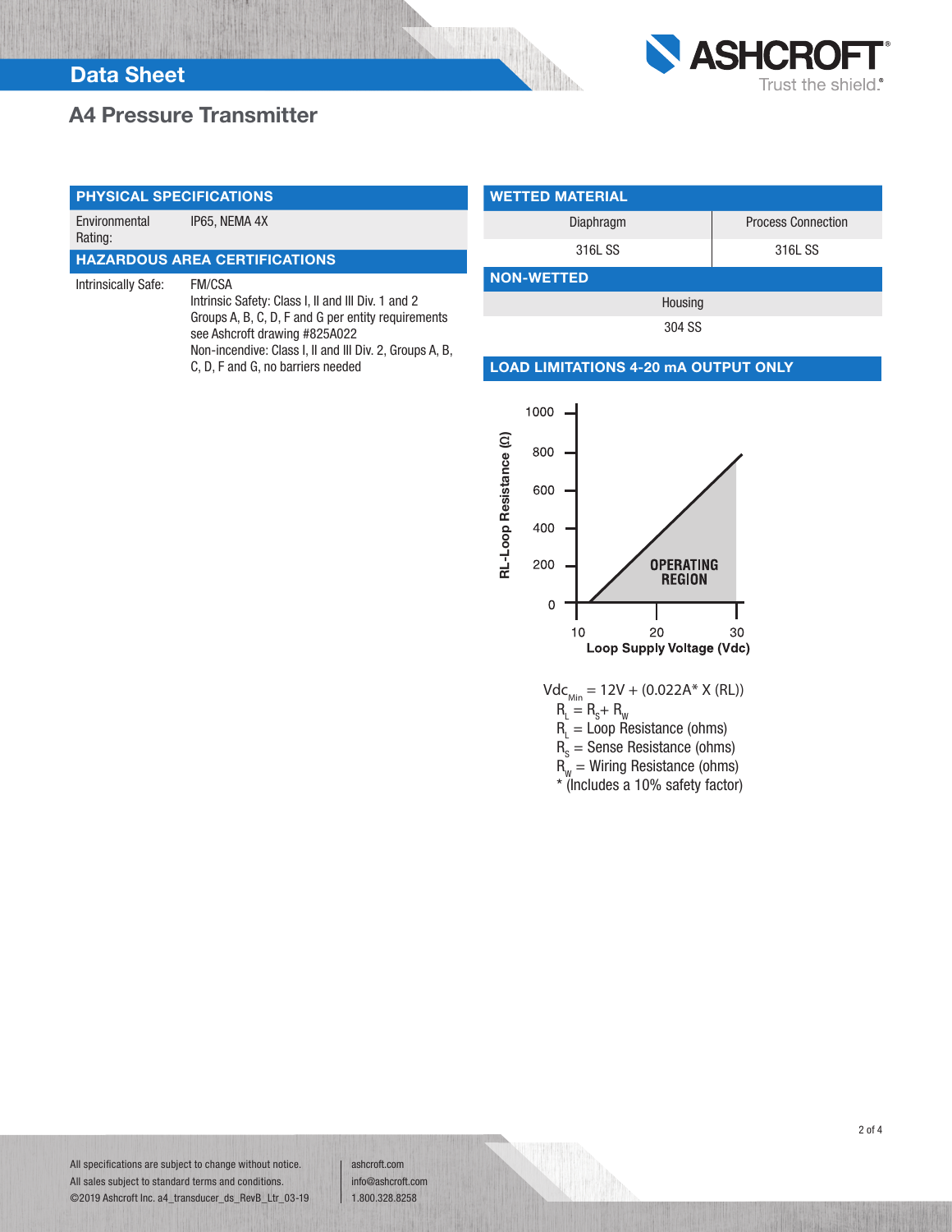## PHYSICAL SPECIFICATIONS

| | |
|---|---|
| Environmental Rating: | IP65, NEMA 4X |

## HAZARDOUS AREA CERTIFICATIONS

| | |
|---|---|
| Intrinsically Safe: | FM/CSA<br>Intrinsic Safety: Class I, II and III Div. 1 and 2 Groups A, B, C, D, F and G per entity requirements see Ashcroft drawing #825A022<br>Non-incendive: Class I, II and III Div. 2, Groups A, B, C, D, F and G, no barriers needed |

## WETTED MATERIAL

| Diaphragm | Process Connection |
|---|---|
| 316L SS | 316L SS |

## NON-WETTED

| Housing |
|---|
| 304 SS |

## LOAD LIMITATIONS 4-20 mA OUTPUT ONLY

RL-Loop Resistance (Ω): 0, 200, 400, 600, 800, 1000

Loop Supply Voltage (Vdc): 10, 20, 30

OPERATING REGION

$Vdc_{Min}$ = 12V + (0.022A* X (RL))

$R_L = R_S + R_W$

$R_L$ = Loop Resistance (ohms)

$R_S$ = Sense Resistance (ohms)

$R_W$ = Wiring Resistance (ohms)

* (Includes a 10% safety factor)

All specifications are subject to change without notice.
All sales subject to standard terms and conditions.
©2019 Ashcroft Inc. a4_transducer_ds_RevB_Ltr_03-19

ashcroft.com
info@ashcroft.com
1.800.328.8258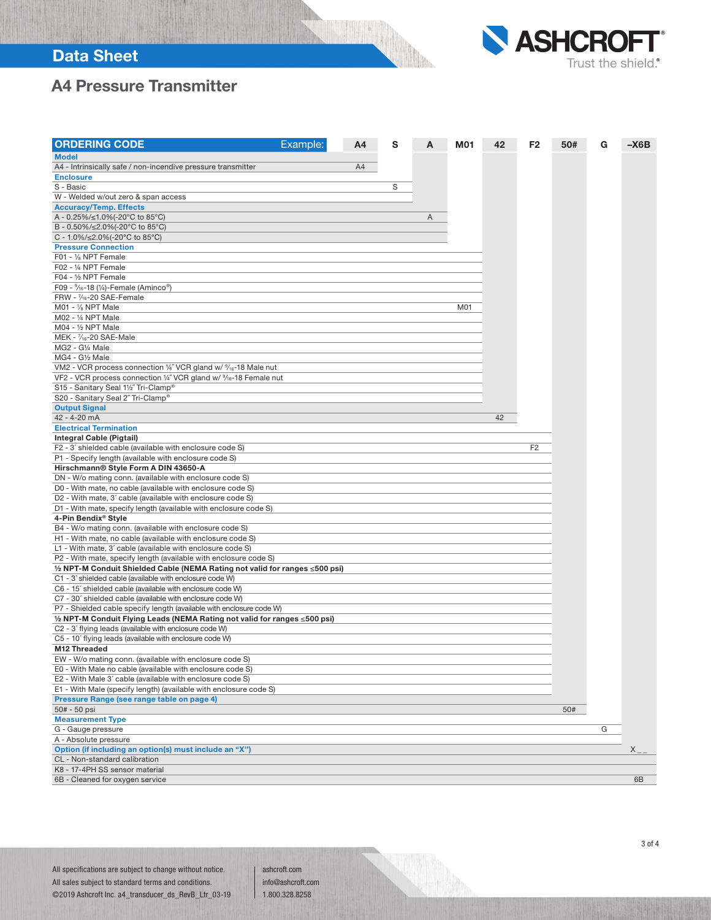# Data Sheet

## A4 Pressure Transmitter

| ORDERING CODE Example: | A4 | S | A | M01 | 42 | F2 | 50# | G | –X6B |
|---|---|---|---|---|---|---|---|---|---|
| **Model** | | | | | | | | | |
| A4 - Intrinsically safe / non-incendive pressure transmitter | A4 | | | | | | | | |
| **Enclosure** | | | | | | | | | |
| S - Basic | | S | | | | | | | |
| W - Welded w/out zero & span access | | | | | | | | | |
| **Accuracy/Temp. Effects** | | | | | | | | | |
| A - 0.25%/≤1.0%(-20°C to 85°C) | | | A | | | | | | |
| B - 0.50%/≤2.0%(-20°C to 85°C) | | | | | | | | | |
| C - 1.0%/≤2.0%(-20°C to 85°C) | | | | | | | | | |
| **Pressure Connection** | | | | | | | | | |
| F01 - ⅛ NPT Female | | | | | | | | | |
| F02 - ¼ NPT Female | | | | | | | | | |
| F04 - ½ NPT Female | | | | | | | | | |
| F09 - 9/16-18 (¼)-Female (Aminco®) | | | | | | | | | |
| FRW - 7/16-20 SAE-Female | | | | | | | | | |
| M01 - ⅛ NPT Male | | | | M01 | | | | | |
| M02 - ¼ NPT Male | | | | | | | | | |
| M04 - ½ NPT Male | | | | | | | | | |
| MEK - 7/16-20 SAE-Male | | | | | | | | | |
| MG2 - G¼ Male | | | | | | | | | |
| MG4 - G½ Male | | | | | | | | | |
| VM2 - VCR process connection ¼˝ VCR gland w/ 9/16-18 Male nut | | | | | | | | | |
| VF2 - VCR process connection ¼˝ VCR gland w/ 9/16-18 Female nut | | | | | | | | | |
| S15 - Sanitary Seal 1½˝ Tri-Clamp® | | | | | | | | | |
| S20 - Sanitary Seal 2˝ Tri-Clamp® | | | | | | | | | |
| **Output Signal** | | | | | | | | | |
| 42 - 4-20 mA | | | | | 42 | | | | |
| **Electrical Termination** | | | | | | | | | |
| **Integral Cable (Pigtail)** | | | | | | | | | |
| F2 - 3´ shielded cable (available with enclosure code S) | | | | | | F2 | | | |
| P1 - Specify length (available with enclosure code S) | | | | | | | | | |
| **Hirschmann® Style Form A DIN 43650-A** | | | | | | | | | |
| DN - W/o mating conn. (available with enclosure code S) | | | | | | | | | |
| D0 - With mate, no cable (available with enclosure code S) | | | | | | | | | |
| D2 - With mate, 3´ cable (available with enclosure code S) | | | | | | | | | |
| D1 - With mate, specify length (available with enclosure code S) | | | | | | | | | |
| **4-Pin Bendix® Style** | | | | | | | | | |
| B4 - W/o mating conn. (available with enclosure code S) | | | | | | | | | |
| H1 - With mate, no cable (available with enclosure code S) | | | | | | | | | |
| L1 - With mate, 3´ cable (available with enclosure code S) | | | | | | | | | |
| P2 - With mate, specify length (available with enclosure code S) | | | | | | | | | |
| **½ NPT-M Conduit Shielded Cable (NEMA Rating not valid for ranges ≤500 psi)** | | | | | | | | | |
| C1 - 3´ shielded cable (available with enclosure code W) | | | | | | | | | |
| C6 - 15´ shielded cable (available with enclosure code W) | | | | | | | | | |
| C7 - 30´ shielded cable (available with enclosure code W) | | | | | | | | | |
| P7 - Shielded cable specify length (available with enclosure code W) | | | | | | | | | |
| **½ NPT-M Conduit Flying Leads (NEMA Rating not valid for ranges ≤500 psi)** | | | | | | | | | |
| C2 - 3´ flying leads (available with enclosure code W) | | | | | | | | | |
| C5 - 10´ flying leads (available with enclosure code W) | | | | | | | | | |
| **M12 Threaded** | | | | | | | | | |
| EW - W/o mating conn. (available with enclosure code S) | | | | | | | | | |
| E0 - With Male no cable (available with enclosure code S) | | | | | | | | | |
| E2 - With Male 3´ cable (available with enclosure code S) | | | | | | | | | |
| E1 - With Male (specify length) (available with enclosure code S) | | | | | | | | | |
| **Pressure Range (see range table on page 4)** | | | | | | | | | |
| 50# - 50 psi | | | | | | | 50# | | |
| **Measurement Type** | | | | | | | | | |
| G - Gauge pressure | | | | | | | | G | |
| A - Absolute pressure | | | | | | | | | |
| **Option (if including an option(s) must include an "X")** | | | | | | | | | X _ _ |
| CL - Non-standard calibration | | | | | | | | | |
| K8 - 17-4PH SS sensor material | | | | | | | | | |
| 6B - Cleaned for oxygen service | | | | | | | | | 6B |

All specifications are subject to change without notice.
All sales subject to standard terms and conditions.
©2019 Ashcroft Inc. a4_transducer_ds_RevB_Ltr_03-19

ashcroft.com
info@ashcroft.com
1.800.328.8258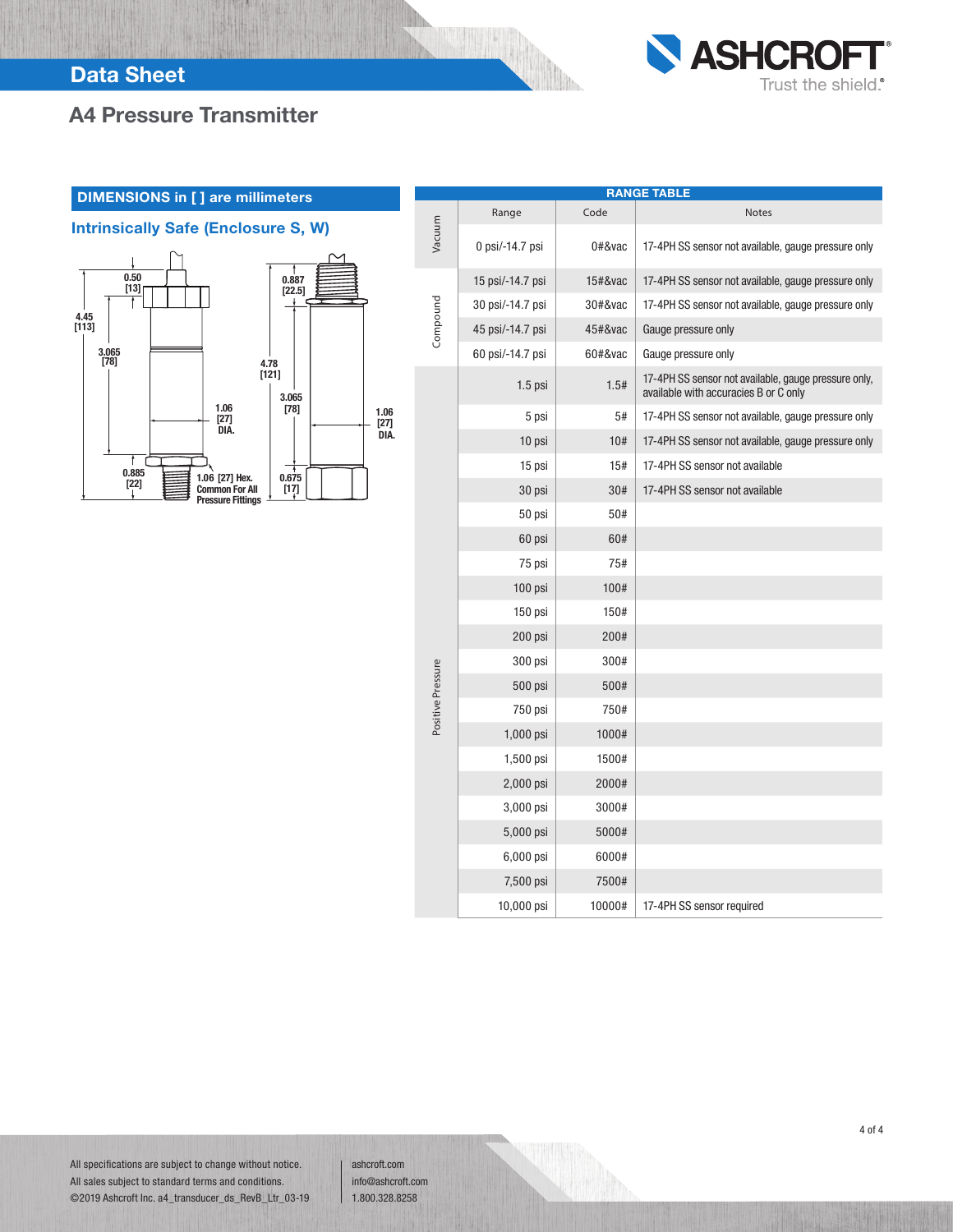# Data Sheet

## A4 Pressure Transmitter

### DIMENSIONS in [ ] are millimeters

#### Intrinsically Safe (Enclosure S, W)

0.50
[13]

4.45
[113]

3.065
[78]

1.06
[27]
DIA.

0.885
[22]

1.06 [27] Hex.
Common For All
Pressure Fittings

0.887
[22.5]

4.78
[121]

3.065
[78]

1.06
[27]
DIA.

0.675
[17]

### RANGE TABLE

| | Range | Code | Notes |
|---|---|---|---|
| Vacuum | 0 psi/-14.7 psi | 0#&vac | 17-4PH SS sensor not available, gauge pressure only |
| Compound | 15 psi/-14.7 psi | 15#&vac | 17-4PH SS sensor not available, gauge pressure only |
| Compound | 30 psi/-14.7 psi | 30#&vac | 17-4PH SS sensor not available, gauge pressure only |
| Compound | 45 psi/-14.7 psi | 45#&vac | Gauge pressure only |
| Compound | 60 psi/-14.7 psi | 60#&vac | Gauge pressure only |
| Positive Pressure | 1.5 psi | 1.5# | 17-4PH SS sensor not available, gauge pressure only, available with accuracies B or C only |
| Positive Pressure | 5 psi | 5# | 17-4PH SS sensor not available, gauge pressure only |
| Positive Pressure | 10 psi | 10# | 17-4PH SS sensor not available, gauge pressure only |
| Positive Pressure | 15 psi | 15# | 17-4PH SS sensor not available |
| Positive Pressure | 30 psi | 30# | 17-4PH SS sensor not available |
| Positive Pressure | 50 psi | 50# | |
| Positive Pressure | 60 psi | 60# | |
| Positive Pressure | 75 psi | 75# | |
| Positive Pressure | 100 psi | 100# | |
| Positive Pressure | 150 psi | 150# | |
| Positive Pressure | 200 psi | 200# | |
| Positive Pressure | 300 psi | 300# | |
| Positive Pressure | 500 psi | 500# | |
| Positive Pressure | 750 psi | 750# | |
| Positive Pressure | 1,000 psi | 1000# | |
| Positive Pressure | 1,500 psi | 1500# | |
| Positive Pressure | 2,000 psi | 2000# | |
| Positive Pressure | 3,000 psi | 3000# | |
| Positive Pressure | 5,000 psi | 5000# | |
| Positive Pressure | 6,000 psi | 6000# | |
| Positive Pressure | 7,500 psi | 7500# | |
| Positive Pressure | 10,000 psi | 10000# | 17-4PH SS sensor required |

All specifications are subject to change without notice.
All sales subject to standard terms and conditions.
©2019 Ashcroft Inc. a4_transducer_ds_RevB_Ltr_03-19

ashcroft.com
info@ashcroft.com
1.800.328.8258